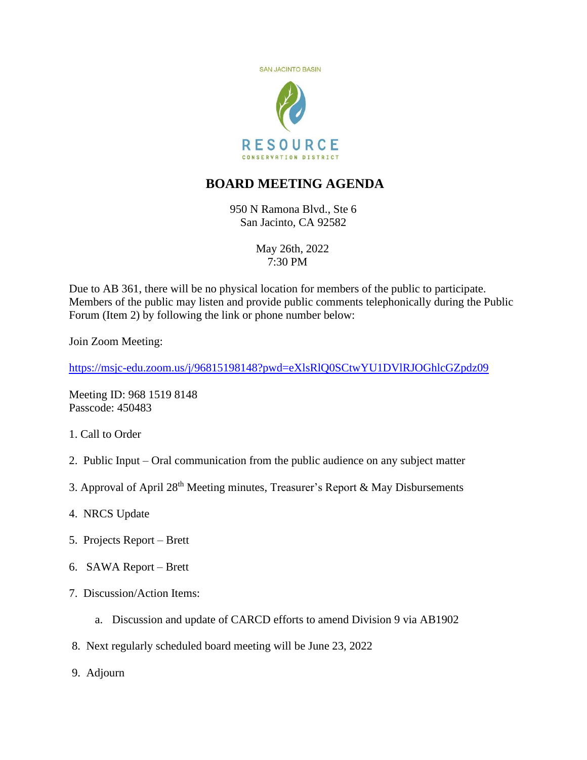SAN JACINTO BASIN

RESOURCE

CONSERVATION DISTRICT

# BOARD MEETING AGENDA

950 N Ramona Blvd., Ste 6
San Jacinto, CA 92582

May 26th, 2022
7:30 PM

Due to AB 361, there will be no physical location for members of the public to participate. Members of the public may listen and provide public comments telephonically during the Public Forum (Item 2) by following the link or phone number below:

Join Zoom Meeting:

https://msjc-edu.zoom.us/j/96815198148?pwd=eXlsRlQ0SCtwYU1DVlRJOGhlcGZpdz09

Meeting ID: 968 1519 8148
Passcode: 450483

1. Call to Order
2. Public Input – Oral communication from the public audience on any subject matter
3. Approval of April 28th Meeting minutes, Treasurer's Report & May Disbursements
4. NRCS Update
5. Projects Report – Brett
6. SAWA Report – Brett
7. Discussion/Action Items:
   a. Discussion and update of CARCD efforts to amend Division 9 via AB1902
8. Next regularly scheduled board meeting will be June 23, 2022
9. Adjourn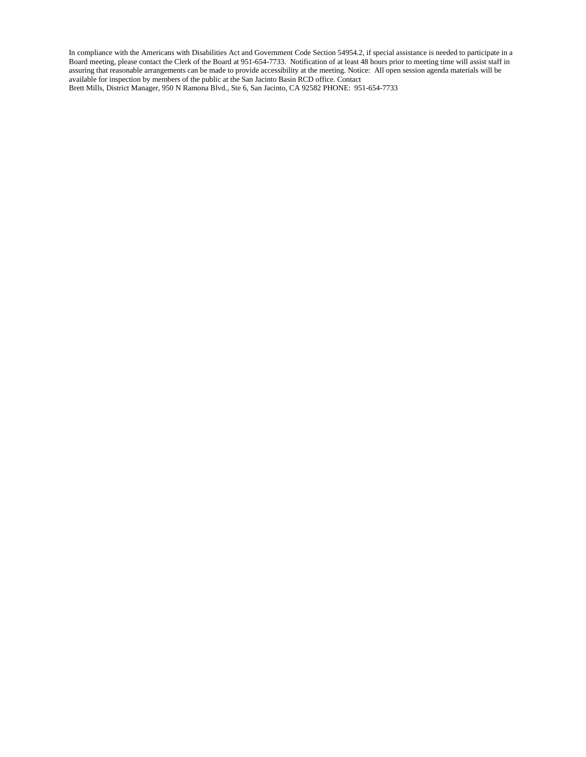In compliance with the Americans with Disabilities Act and Government Code Section 54954.2, if special assistance is needed to participate in a Board meeting, please contact the Clerk of the Board at 951-654-7733. Notification of at least 48 hours prior to meeting time will assist staff in assuring that reasonable arrangements can be made to provide accessibility at the meeting. Notice: All open session agenda materials will be available for inspection by members of the public at the San Jacinto Basin RCD office. Contact
Brett Mills, District Manager, 950 N Ramona Blvd., Ste 6, San Jacinto, CA 92582 PHONE: 951-654-7733